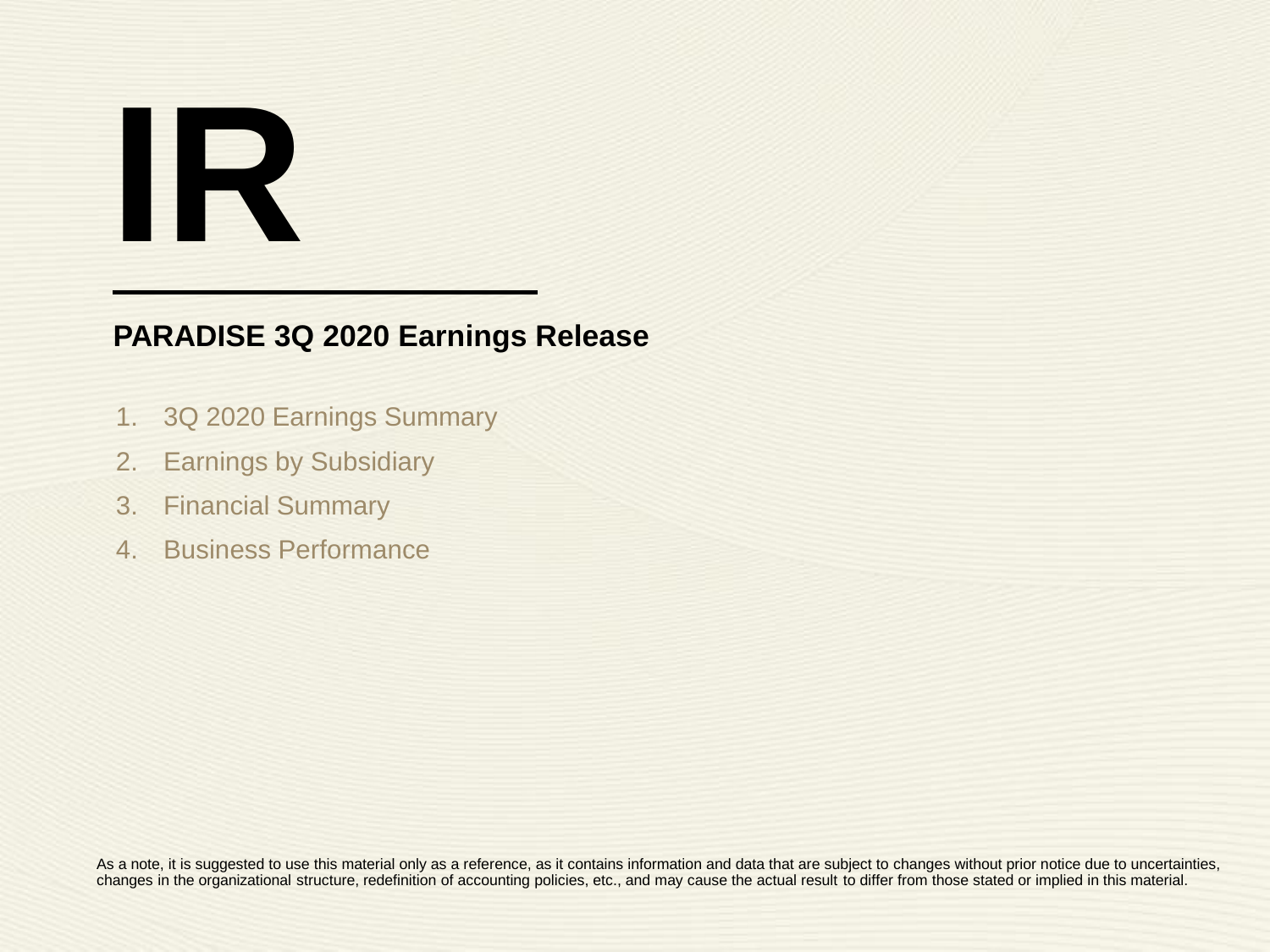# IR

## PARADISE 3Q 2020 Earnings Release

1. 3Q 2020 Earnings Summary
2. Earnings by Subsidiary
3. Financial Summary
4. Business Performance

As a note, it is suggested to use this material only as a reference, as it contains information and data that are subject to changes without prior notice due to uncertainties, changes in the organizational structure, redefinition of accounting policies, etc., and may cause the actual result to differ from those stated or implied in this material.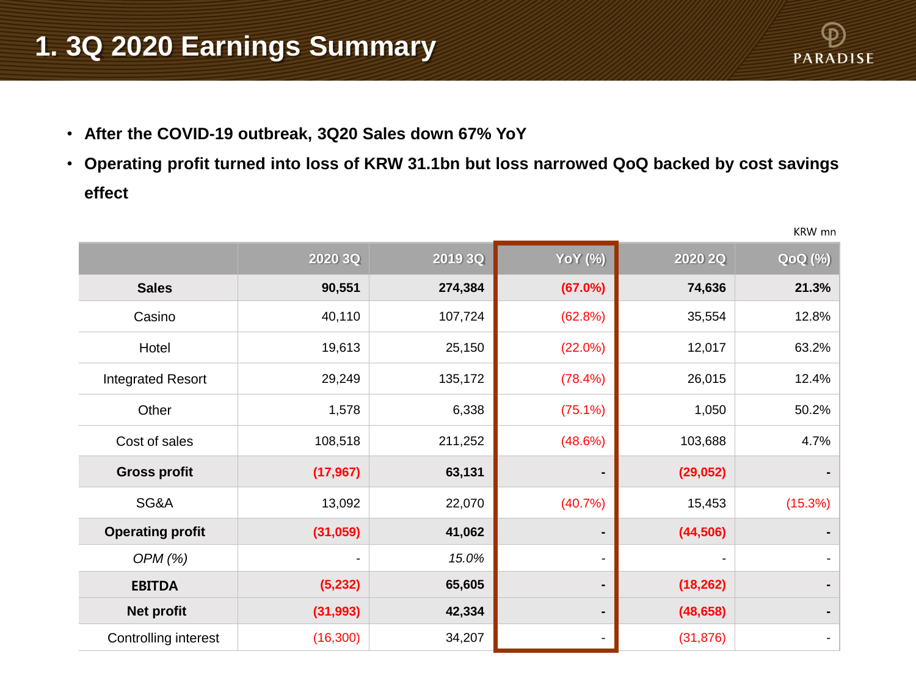# 1. 3Q 2020 Earnings Summary

- **After the COVID-19 outbreak, 3Q20 Sales down 67% YoY**
- **Operating profit turned into loss of KRW 31.1bn but loss narrowed QoQ backed by cost savings effect**

KRW mn

| | 2020 3Q | 2019 3Q | YoY (%) | 2020 2Q | QoQ (%) |
|---|---|---|---|---|---|
| **Sales** | **90,551** | **274,384** | **(67.0%)** | **74,636** | **21.3%** |
| Casino | 40,110 | 107,724 | (62.8%) | 35,554 | 12.8% |
| Hotel | 19,613 | 25,150 | (22.0%) | 12,017 | 63.2% |
| Integrated Resort | 29,249 | 135,172 | (78.4%) | 26,015 | 12.4% |
| Other | 1,578 | 6,338 | (75.1%) | 1,050 | 50.2% |
| Cost of sales | 108,518 | 211,252 | (48.6%) | 103,688 | 4.7% |
| **Gross profit** | **(17,967)** | **63,131** | **-** | **(29,052)** | **-** |
| SG&A | 13,092 | 22,070 | (40.7%) | 15,453 | (15.3%) |
| **Operating profit** | **(31,059)** | **41,062** | **-** | **(44,506)** | **-** |
| *OPM (%)* | - | *15.0%* | - | - | - |
| **EBITDA** | **(5,232)** | **65,605** | **-** | **(18,262)** | **-** |
| **Net profit** | **(31,993)** | **42,334** | **-** | **(48,658)** | **-** |
| Controlling interest | (16,300) | 34,207 | - | (31,876) | - |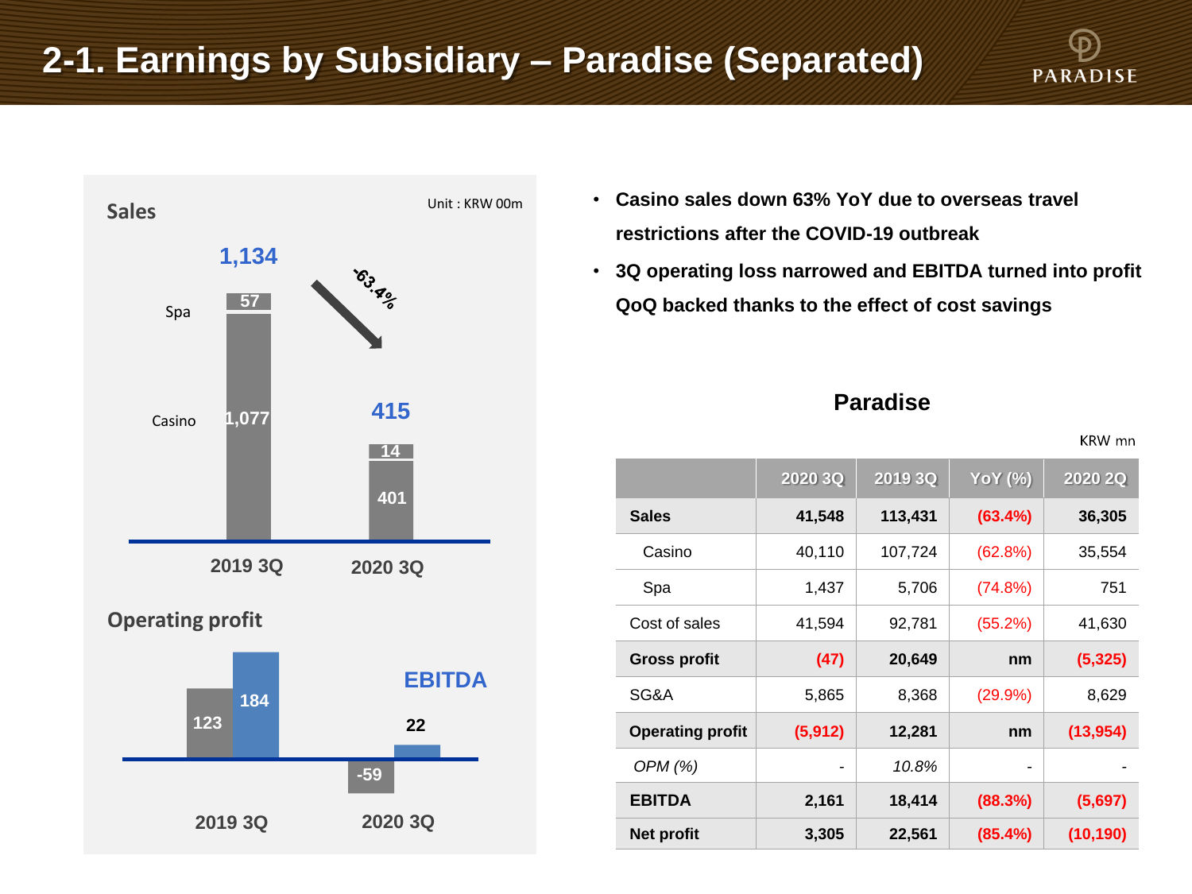# 2-1. Earnings by Subsidiary – Paradise (Separated)

## Sales

Unit : KRW 00m

| | 2019 3Q | 2020 3Q |
|---|---|---|
| Spa | 57 | 14 |
| Casino | 1,077 | 401 |
| Total | 1,134 | 415 |

-63.4%

## Operating profit

| | 2019 3Q | 2020 3Q |
|---|---|---|
| Operating profit | 123 | -59 |
| EBITDA | 184 | 22 |

- **Casino sales down 63% YoY due to overseas travel restrictions after the COVID-19 outbreak**
- **3Q operating loss narrowed and EBITDA turned into profit QoQ backed thanks to the effect of cost savings**

### Paradise

KRW mn

| | 2020 3Q | 2019 3Q | YoY (%) | 2020 2Q |
|---|---|---|---|---|
| **Sales** | **41,548** | **113,431** | **(63.4%)** | **36,305** |
| Casino | 40,110 | 107,724 | (62.8%) | 35,554 |
| Spa | 1,437 | 5,706 | (74.8%) | 751 |
| Cost of sales | 41,594 | 92,781 | (55.2%) | 41,630 |
| **Gross profit** | **(47)** | **20,649** | **nm** | **(5,325)** |
| SG&A | 5,865 | 8,368 | (29.9%) | 8,629 |
| **Operating profit** | **(5,912)** | **12,281** | **nm** | **(13,954)** |
| *OPM (%)* | - | *10.8%* | - | - |
| **EBITDA** | **2,161** | **18,414** | **(88.3%)** | **(5,697)** |
| **Net profit** | **3,305** | **22,561** | **(85.4%)** | **(10,190)** |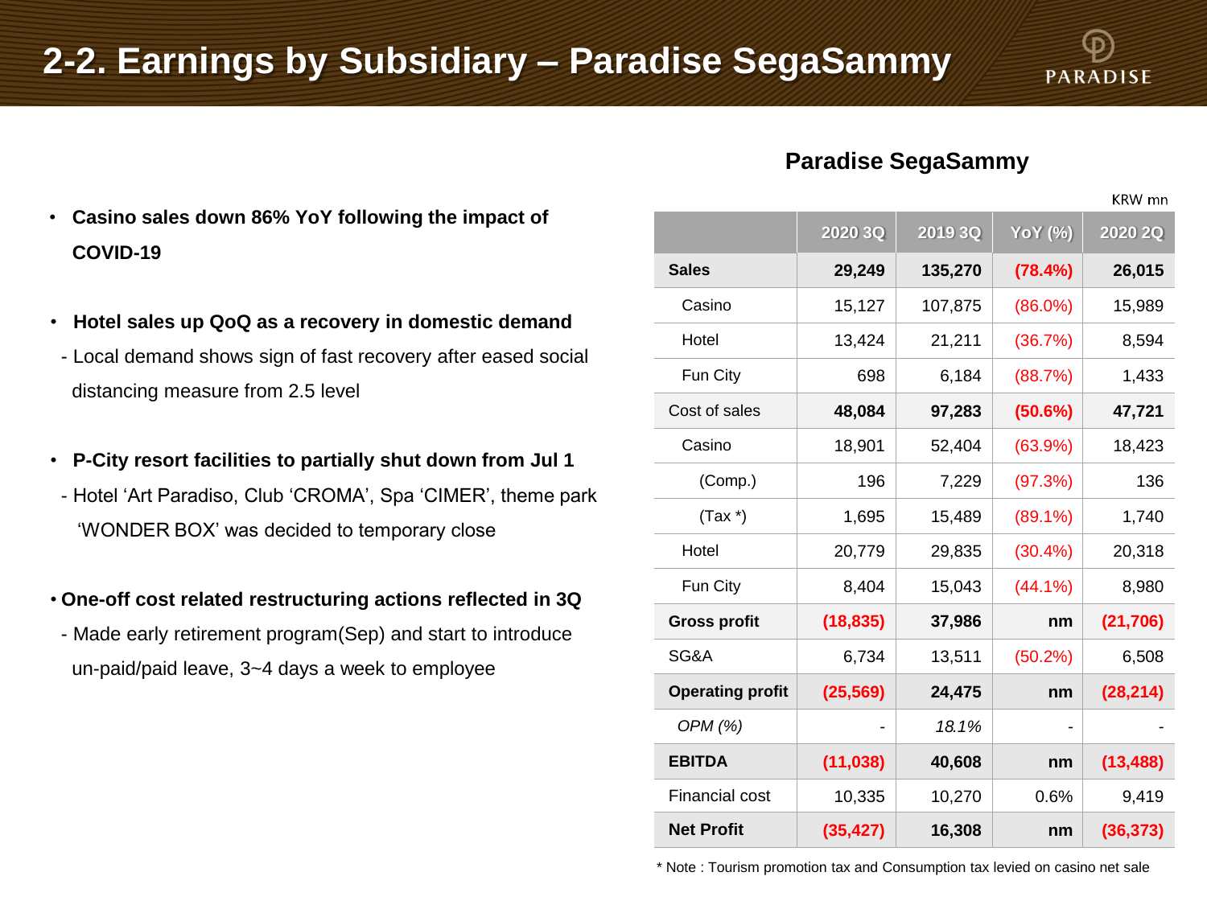# 2-2. Earnings by Subsidiary – Paradise SegaSammy

- **Casino sales down 86% YoY following the impact of COVID-19**

- **Hotel sales up QoQ as a recovery in domestic demand**
  - Local demand shows sign of fast recovery after eased social distancing measure from 2.5 level

- **P-City resort facilities to partially shut down from Jul 1**
  - Hotel 'Art Paradiso, Club 'CROMA', Spa 'CIMER', theme park 'WONDER BOX' was decided to temporary close

- **One-off cost related restructuring actions reflected in 3Q**
  - Made early retirement program(Sep) and start to introduce un-paid/paid leave, 3~4 days a week to employee

## Paradise SegaSammy

KRW mn

| | 2020 3Q | 2019 3Q | YoY (%) | 2020 2Q |
|---|---|---|---|---|
| **Sales** | **29,249** | **135,270** | **(78.4%)** | **26,015** |
| Casino | 15,127 | 107,875 | (86.0%) | 15,989 |
| Hotel | 13,424 | 21,211 | (36.7%) | 8,594 |
| Fun City | 698 | 6,184 | (88.7%) | 1,433 |
| Cost of sales | **48,084** | **97,283** | **(50.6%)** | **47,721** |
| Casino | 18,901 | 52,404 | (63.9%) | 18,423 |
| (Comp.) | 196 | 7,229 | (97.3%) | 136 |
| (Tax *) | 1,695 | 15,489 | (89.1%) | 1,740 |
| Hotel | 20,779 | 29,835 | (30.4%) | 20,318 |
| Fun City | 8,404 | 15,043 | (44.1%) | 8,980 |
| **Gross profit** | **(18,835)** | **37,986** | **nm** | **(21,706)** |
| SG&A | 6,734 | 13,511 | (50.2%) | 6,508 |
| **Operating profit** | **(25,569)** | **24,475** | **nm** | **(28,214)** |
| *OPM (%)* | - | *18.1%* | - | - |
| **EBITDA** | **(11,038)** | **40,608** | **nm** | **(13,488)** |
| Financial cost | 10,335 | 10,270 | 0.6% | 9,419 |
| **Net Profit** | **(35,427)** | **16,308** | **nm** | **(36,373)** |

* Note : Tourism promotion tax and Consumption tax levied on casino net sale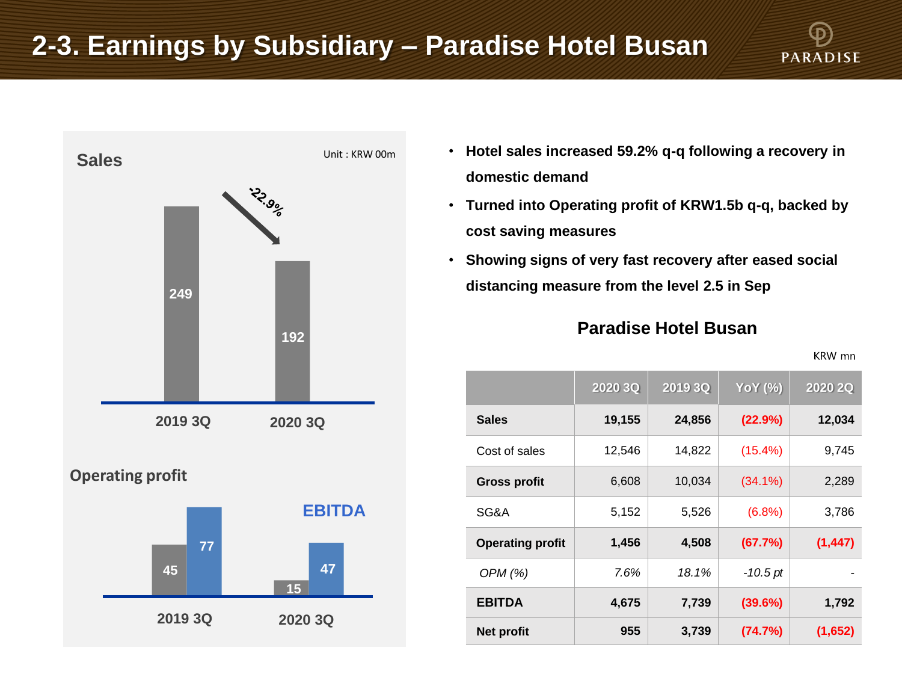# 2-3. Earnings by Subsidiary – Paradise Hotel Busan

**Sales**

Unit : KRW 00m

| | 2019 3Q | 2020 3Q |
|---|---|---|
| Sales | 249 | 192 |

-22.9%

**Operating profit**

**EBITDA**

| | 2019 3Q | 2020 3Q |
|---|---|---|
| Operating profit | 45 | 15 |
| EBITDA | 77 | 47 |

- **Hotel sales increased 59.2% q-q following a recovery in domestic demand**
- **Turned into Operating profit of KRW1.5b q-q, backed by cost saving measures**
- **Showing signs of very fast recovery after eased social distancing measure from the level 2.5 in Sep**

### Paradise Hotel Busan

KRW mn

| | 2020 3Q | 2019 3Q | YoY (%) | 2020 2Q |
|---|---|---|---|---|
| **Sales** | **19,155** | **24,856** | **(22.9%)** | **12,034** |
| Cost of sales | 12,546 | 14,822 | (15.4%) | 9,745 |
| **Gross profit** | 6,608 | 10,034 | (34.1%) | 2,289 |
| SG&A | 5,152 | 5,526 | (6.8%) | 3,786 |
| **Operating profit** | **1,456** | **4,508** | **(67.7%)** | **(1,447)** |
| *OPM (%)* | *7.6%* | *18.1%* | *-10.5 pt* | - |
| **EBITDA** | **4,675** | **7,739** | **(39.6%)** | **1,792** |
| **Net profit** | **955** | **3,739** | **(74.7%)** | **(1,652)** |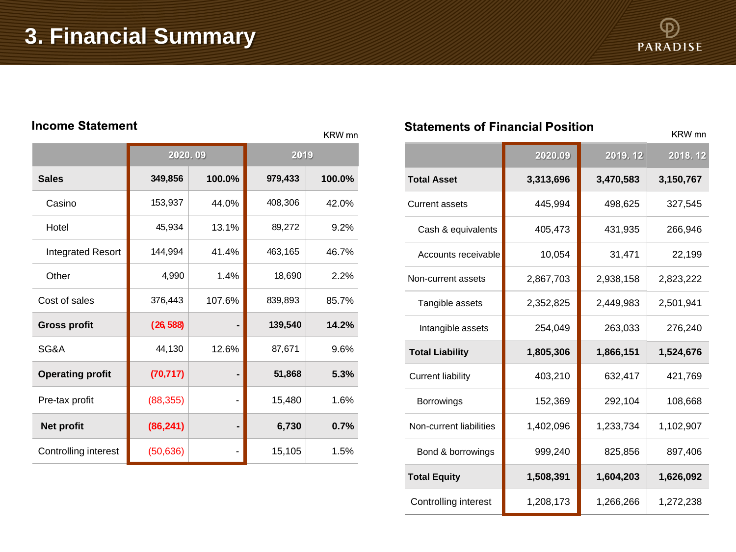# 3. Financial Summary

## Income Statement

KRW mn

| | 2020. 09 | | 2019 | |
|---|---|---|---|---|
| **Sales** | **349,856** | **100.0%** | **979,433** | **100.0%** |
| Casino | 153,937 | 44.0% | 408,306 | 42.0% |
| Hotel | 45,934 | 13.1% | 89,272 | 9.2% |
| Integrated Resort | 144,994 | 41.4% | 463,165 | 46.7% |
| Other | 4,990 | 1.4% | 18,690 | 2.2% |
| Cost of sales | 376,443 | 107.6% | 839,893 | 85.7% |
| **Gross profit** | **(26,588)** | **-** | **139,540** | **14.2%** |
| SG&A | 44,130 | 12.6% | 87,671 | 9.6% |
| **Operating profit** | **(70,717)** | **-** | **51,868** | **5.3%** |
| Pre-tax profit | (88,355) | - | 15,480 | 1.6% |
| **Net profit** | **(86,241)** | **-** | **6,730** | **0.7%** |
| Controlling interest | (50,636) | - | 15,105 | 1.5% |

## Statements of Financial Position

KRW mn

| | 2020.09 | 2019. 12 | 2018. 12 |
|---|---|---|---|
| **Total Asset** | **3,313,696** | **3,470,583** | **3,150,767** |
| Current assets | 445,994 | 498,625 | 327,545 |
| Cash & equivalents | 405,473 | 431,935 | 266,946 |
| Accounts receivable | 10,054 | 31,471 | 22,199 |
| Non-current assets | 2,867,703 | 2,938,158 | 2,823,222 |
| Tangible assets | 2,352,825 | 2,449,983 | 2,501,941 |
| Intangible assets | 254,049 | 263,033 | 276,240 |
| **Total Liability** | **1,805,306** | **1,866,151** | **1,524,676** |
| Current liability | 403,210 | 632,417 | 421,769 |
| Borrowings | 152,369 | 292,104 | 108,668 |
| Non-current liabilities | 1,402,096 | 1,233,734 | 1,102,907 |
| Bond & borrowings | 999,240 | 825,856 | 897,406 |
| **Total Equity** | **1,508,391** | **1,604,203** | **1,626,092** |
| Controlling interest | 1,208,173 | 1,266,266 | 1,272,238 |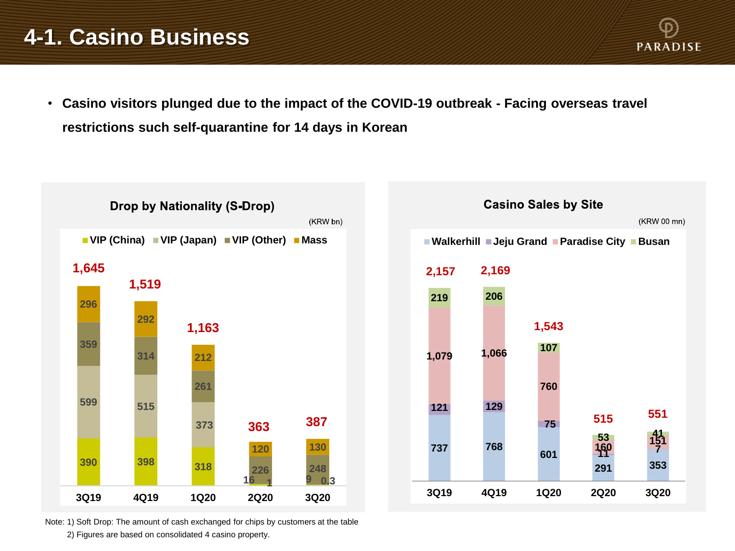# 4-1. Casino Business

- **Casino visitors plunged due to the impact of the COVID-19 outbreak - Facing overseas travel restrictions such self-quarantine for 14 days in Korean**

### Drop by Nationality (S-Drop)

(KRW bn)

| | 3Q19 | 4Q19 | 1Q20 | 2Q20 | 3Q20 |
|---|---|---|---|---|---|
| VIP (China) | 390 | 398 | 318 | 1 | 0.3 |
| VIP (Japan) | 599 | 515 | 373 | 16 | 9 |
| VIP (Other) | 359 | 314 | 261 | 226 | 248 |
| Mass | 296 | 292 | 212 | 120 | 130 |
| Total | 1,645 | 1,519 | 1,163 | 363 | 387 |

### Casino Sales by Site

(KRW 00 mn)

| | 3Q19 | 4Q19 | 1Q20 | 2Q20 | 3Q20 |
|---|---|---|---|---|---|
| Walkerhill | 737 | 768 | 601 | 291 | 353 |
| Jeju Grand | 121 | 129 | 75 | 11 | 7 |
| Paradise City | 1,079 | 1,066 | 760 | 160 | 151 |
| Busan | 219 | 206 | 107 | 53 | 41 |
| Total | 2,157 | 2,169 | 1,543 | 515 | 551 |

Note: 1) Soft Drop: The amount of cash exchanged for chips by customers at the table
2) Figures are based on consolidated 4 casino property.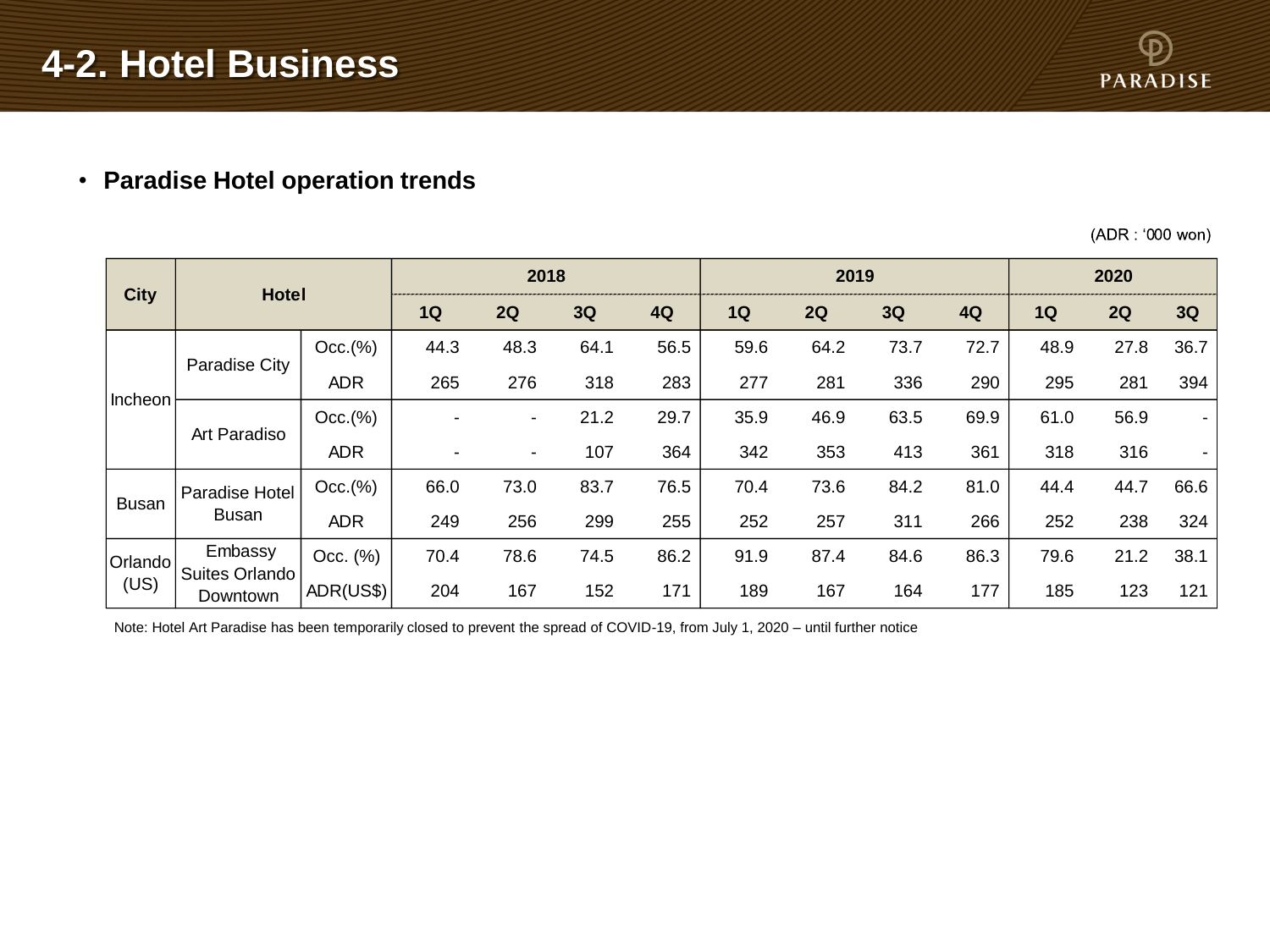# 4-2. Hotel Business

- **Paradise Hotel operation trends**

(ADR : '000 won)

| City | Hotel | | 2018 | | | | 2019 | | | | 2020 | | |
|---|---|---|---|---|---|---|---|---|---|---|---|---|---|
| | | | 1Q | 2Q | 3Q | 4Q | 1Q | 2Q | 3Q | 4Q | 1Q | 2Q | 3Q |
| Incheon | Paradise City | Occ.(%) | 44.3 | 48.3 | 64.1 | 56.5 | 59.6 | 64.2 | 73.7 | 72.7 | 48.9 | 27.8 | 36.7 |
| | | ADR | 265 | 276 | 318 | 283 | 277 | 281 | 336 | 290 | 295 | 281 | 394 |
| | Art Paradiso | Occ.(%) | - | - | 21.2 | 29.7 | 35.9 | 46.9 | 63.5 | 69.9 | 61.0 | 56.9 | - |
| | | ADR | - | - | 107 | 364 | 342 | 353 | 413 | 361 | 318 | 316 | - |
| Busan | Paradise Hotel Busan | Occ.(%) | 66.0 | 73.0 | 83.7 | 76.5 | 70.4 | 73.6 | 84.2 | 81.0 | 44.4 | 44.7 | 66.6 |
| | | ADR | 249 | 256 | 299 | 255 | 252 | 257 | 311 | 266 | 252 | 238 | 324 |
| Orlando (US) | Embassy Suites Orlando Downtown | Occ. (%) | 70.4 | 78.6 | 74.5 | 86.2 | 91.9 | 87.4 | 84.6 | 86.3 | 79.6 | 21.2 | 38.1 |
| | | ADR(US$) | 204 | 167 | 152 | 171 | 189 | 167 | 164 | 177 | 185 | 123 | 121 |

Note: Hotel Art Paradise has been temporarily closed to prevent the spread of COVID-19, from July 1, 2020 – until further notice